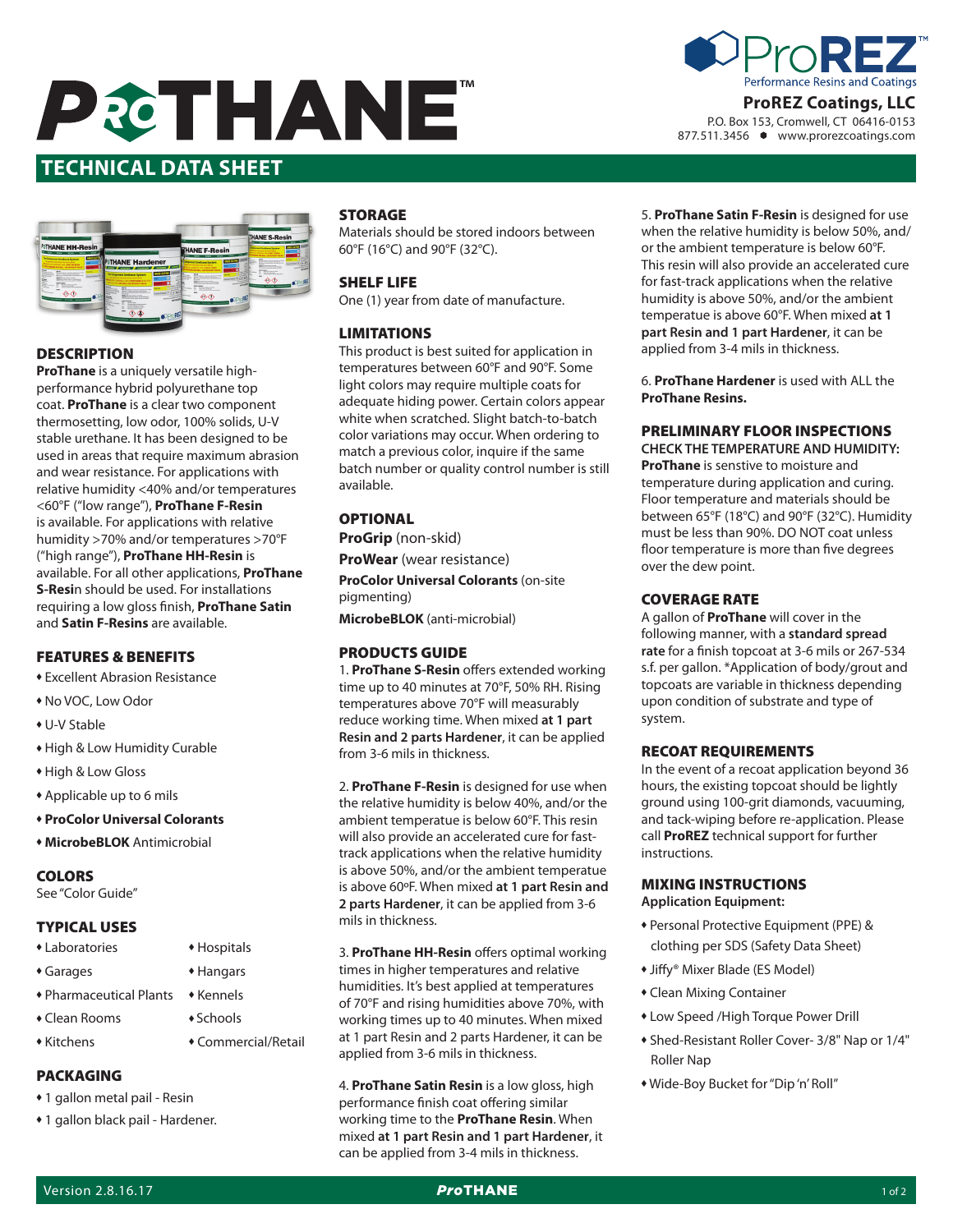# PROTHANE™

**ProREZ Coatings, LLC**
P.O. Box 153, Cromwell, CT 06416-0153
877.511.3456 • www.prorezcoatings.com

## TECHNICAL DATA SHEET

### DESCRIPTION

**ProThane** is a uniquely versatile high-performance hybrid polyurethane top coat. **ProThane** is a clear two component thermosetting, low odor, 100% solids, U-V stable urethane. It has been designed to be used in areas that require maximum abrasion and wear resistance. For applications with relative humidity <40% and/or temperatures <60°F ("low range"), **ProThane F-Resin** is available. For applications with relative humidity >70% and/or temperatures >70°F ("high range"), **ProThane HH-Resin** is available. For all other applications, **ProThane S-Resi**n should be used. For installations requiring a low gloss finish, **ProThane Satin** and **Satin F-Resins** are available.

### FEATURES & BENEFITS

- Excellent Abrasion Resistance
- No VOC, Low Odor
- U-V Stable
- High & Low Humidity Curable
- High & Low Gloss
- Applicable up to 6 mils
- **ProColor Universal Colorants**
- **MicrobeBLOK** Antimicrobial

### COLORS

See "Color Guide"

### TYPICAL USES

- Laboratories
- Garages
- Pharmaceutical Plants
- Clean Rooms
- Kitchens
- Hospitals
- Hangars
- Kennels
- Schools
- Commercial/Retail

### PACKAGING

- 1 gallon metal pail - Resin
- 1 gallon black pail - Hardener.

### STORAGE

Materials should be stored indoors between 60°F (16°C) and 90°F (32°C).

### SHELF LIFE

One (1) year from date of manufacture.

### LIMITATIONS

This product is best suited for application in temperatures between 60°F and 90°F. Some light colors may require multiple coats for adequate hiding power. Certain colors appear white when scratched. Slight batch-to-batch color variations may occur. When ordering to match a previous color, inquire if the same batch number or quality control number is still available.

### OPTIONAL

**ProGrip** (non-skid)

**ProWear** (wear resistance)

**ProColor Universal Colorants** (on-site pigmenting)

**MicrobeBLOK** (anti-microbial)

### PRODUCTS GUIDE

1. **ProThane S-Resin** offers extended working time up to 40 minutes at 70°F, 50% RH. Rising temperatures above 70°F will measurably reduce working time. When mixed **at 1 part Resin and 2 parts Hardener**, it can be applied from 3-6 mils in thickness.

2. **ProThane F-Resin** is designed for use when the relative humidity is below 40%, and/or the ambient temperatue is below 60°F. This resin will also provide an accelerated cure for fast-track applications when the relative humidity is above 50%, and/or the ambient temperatue is above 60ºF. When mixed **at 1 part Resin and 2 parts Hardener**, it can be applied from 3-6 mils in thickness.

3. **ProThane HH-Resin** offers optimal working times in higher temperatures and relative humidities. It's best applied at temperatures of 70°F and rising humidities above 70%, with working times up to 40 minutes. When mixed at 1 part Resin and 2 parts Hardener, it can be applied from 3-6 mils in thickness.

4. **ProThane Satin Resin** is a low gloss, high performance finish coat offering similar working time to the **ProThane Resin**. When mixed **at 1 part Resin and 1 part Hardener**, it can be applied from 3-4 mils in thickness.

5. **ProThane Satin F-Resin** is designed for use when the relative humidity is below 50%, and/or the ambient temperature is below 60°F. This resin will also provide an accelerated cure for fast-track applications when the relative humidity is above 50%, and/or the ambient temperatue is above 60°F. When mixed **at 1 part Resin and 1 part Hardener**, it can be applied from 3-4 mils in thickness.

6. **ProThane Hardener** is used with ALL the **ProThane Resins.**

### PRELIMINARY FLOOR INSPECTIONS

**CHECK THE TEMPERATURE AND HUMIDITY:**
**ProThane** is senstive to moisture and temperature during application and curing. Floor temperature and materials should be between 65°F (18°C) and 90°F (32°C). Humidity must be less than 90%. DO NOT coat unless floor temperature is more than five degrees over the dew point.

### COVERAGE RATE

A gallon of **ProThane** will cover in the following manner, with a **standard spread rate** for a finish topcoat at 3-6 mils or 267-534 s.f. per gallon. *Application of body/grout and topcoats are variable in thickness depending upon condition of substrate and type of system.

### RECOAT REQUIREMENTS

In the event of a recoat application beyond 36 hours, the existing topcoat should be lightly ground using 100-grit diamonds, vacuuming, and tack-wiping before re-application. Please call **ProREZ** technical support for further instructions.

### MIXING INSTRUCTIONS

**Application Equipment:**

- Personal Protective Equipment (PPE) & clothing per SDS (Safety Data Sheet)
- Jiffy® Mixer Blade (ES Model)
- Clean Mixing Container
- Low Speed /High Torque Power Drill
- Shed-Resistant Roller Cover- 3/8" Nap or 1/4" Roller Nap
- Wide-Boy Bucket for "Dip 'n' Roll"

Version 2.8.16.17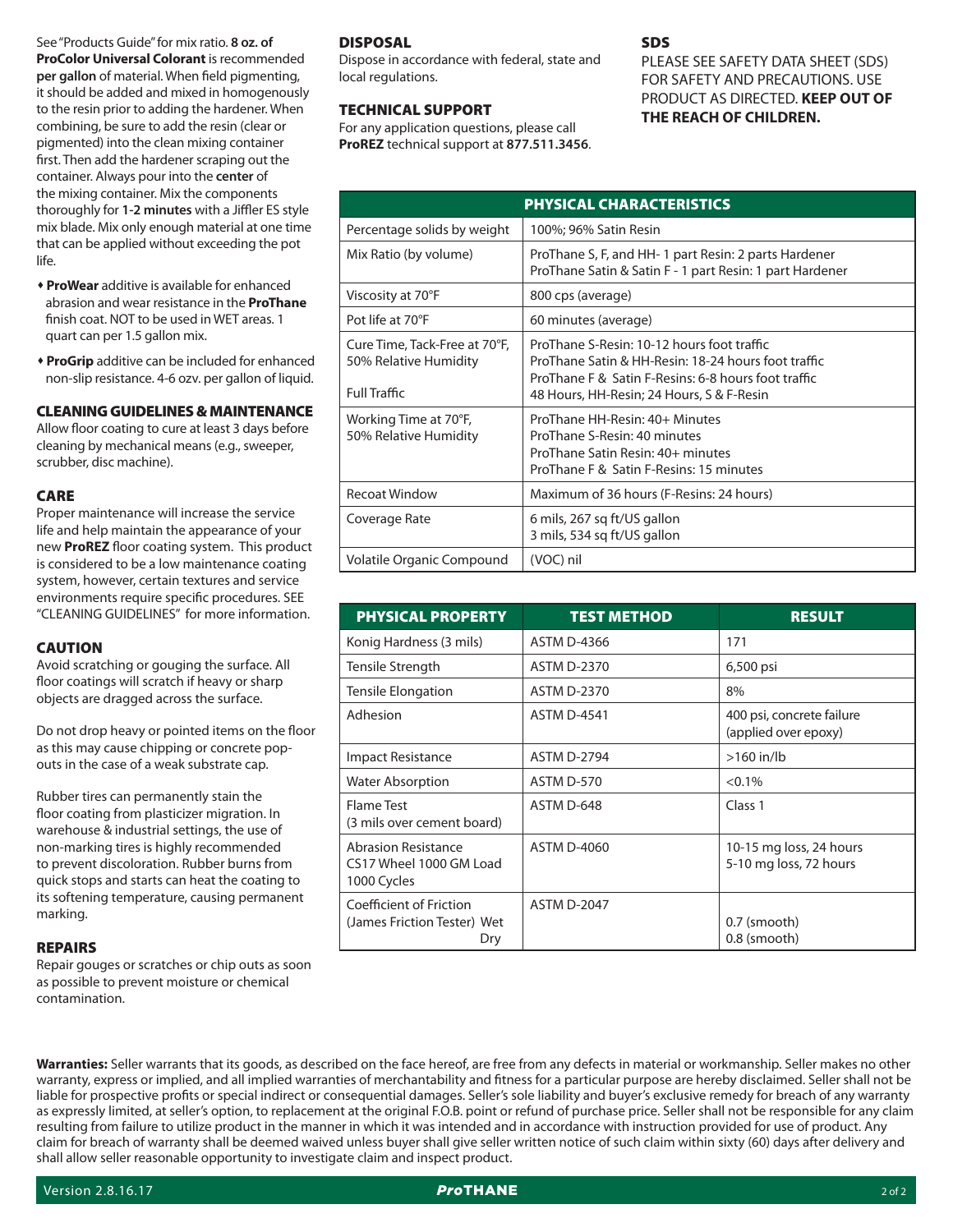See "Products Guide" for mix ratio. **8 oz. of ProColor Universal Colorant** is recommended **per gallon** of material. When field pigmenting, it should be added and mixed in homogenously to the resin prior to adding the hardener. When combining, be sure to add the resin (clear or pigmented) into the clean mixing container first. Then add the hardener scraping out the container. Always pour into the **center** of the mixing container. Mix the components thoroughly for **1-2 minutes** with a Jiffler ES style mix blade. Mix only enough material at one time that can be applied without exceeding the pot life.

- **ProWear** additive is available for enhanced abrasion and wear resistance in the **ProThane** finish coat. NOT to be used in WET areas. 1 quart can per 1.5 gallon mix.
- **ProGrip** additive can be included for enhanced non-slip resistance. 4-6 ozv. per gallon of liquid.

## CLEANING GUIDELINES & MAINTENANCE

Allow floor coating to cure at least 3 days before cleaning by mechanical means (e.g., sweeper, scrubber, disc machine).

## CARE

Proper maintenance will increase the service life and help maintain the appearance of your new **ProREZ** floor coating system. This product is considered to be a low maintenance coating system, however, certain textures and service environments require specific procedures. SEE "CLEANING GUIDELINES" for more information.

## CAUTION

Avoid scratching or gouging the surface. All floor coatings will scratch if heavy or sharp objects are dragged across the surface.

Do not drop heavy or pointed items on the floor as this may cause chipping or concrete pop-outs in the case of a weak substrate cap.

Rubber tires can permanently stain the floor coating from plasticizer migration. In warehouse & industrial settings, the use of non-marking tires is highly recommended to prevent discoloration. Rubber burns from quick stops and starts can heat the coating to its softening temperature, causing permanent marking.

## REPAIRS

Repair gouges or scratches or chip outs as soon as possible to prevent moisture or chemical contamination.

## DISPOSAL

Dispose in accordance with federal, state and local regulations.

## TECHNICAL SUPPORT

For any application questions, please call **ProREZ** technical support at **877.511.3456**.

## SDS

PLEASE SEE SAFETY DATA SHEET (SDS) FOR SAFETY AND PRECAUTIONS. USE PRODUCT AS DIRECTED. **KEEP OUT OF THE REACH OF CHILDREN.**

| PHYSICAL CHARACTERISTICS | |
|---|---|
| Percentage solids by weight | 100%; 96% Satin Resin |
| Mix Ratio (by volume) | ProThane S, F, and HH- 1 part Resin: 2 parts Hardener<br>ProThane Satin & Satin F - 1 part Resin: 1 part Hardener |
| Viscosity at 70°F | 800 cps (average) |
| Pot life at 70°F | 60 minutes (average) |
| Cure Time, Tack-Free at 70°F, 50% Relative Humidity<br>Full Traffic | ProThane S-Resin: 10-12 hours foot traffic<br>ProThane Satin & HH-Resin: 18-24 hours foot traffic<br>ProThane F & Satin F-Resins: 6-8 hours foot traffic<br>48 Hours, HH-Resin; 24 Hours, S & F-Resin |
| Working Time at 70°F, 50% Relative Humidity | ProThane HH-Resin: 40+ Minutes<br>ProThane S-Resin: 40 minutes<br>ProThane Satin Resin: 40+ minutes<br>ProThane F & Satin F-Resins: 15 minutes |
| Recoat Window | Maximum of 36 hours (F-Resins: 24 hours) |
| Coverage Rate | 6 mils, 267 sq ft/US gallon<br>3 mils, 534 sq ft/US gallon |
| Volatile Organic Compound | (VOC) nil |

| PHYSICAL PROPERTY | TEST METHOD | RESULT |
|---|---|---|
| Konig Hardness (3 mils) | ASTM D-4366 | 171 |
| Tensile Strength | ASTM D-2370 | 6,500 psi |
| Tensile Elongation | ASTM D-2370 | 8% |
| Adhesion | ASTM D-4541 | 400 psi, concrete failure (applied over epoxy) |
| Impact Resistance | ASTM D-2794 | >160 in/lb |
| Water Absorption | ASTM D-570 | <0.1% |
| Flame Test (3 mils over cement board) | ASTM D-648 | Class 1 |
| Abrasion Resistance CS17 Wheel 1000 GM Load 1000 Cycles | ASTM D-4060 | 10-15 mg loss, 24 hours<br>5-10 mg loss, 72 hours |
| Coefficient of Friction (James Friction Tester) Wet<br>Dry | ASTM D-2047 | 0.7 (smooth)<br>0.8 (smooth) |

**Warranties:** Seller warrants that its goods, as described on the face hereof, are free from any defects in material or workmanship. Seller makes no other warranty, express or implied, and all implied warranties of merchantability and fitness for a particular purpose are hereby disclaimed. Seller shall not be liable for prospective profits or special indirect or consequential damages. Seller's sole liability and buyer's exclusive remedy for breach of any warranty as expressly limited, at seller's option, to replacement at the original F.O.B. point or refund of purchase price. Seller shall not be responsible for any claim resulting from failure to utilize product in the manner in which it was intended and in accordance with instruction provided for use of product. Any claim for breach of warranty shall be deemed waived unless buyer shall give seller written notice of such claim within sixty (60) days after delivery and shall allow seller reasonable opportunity to investigate claim and inspect product.

Version 2.8.16.17